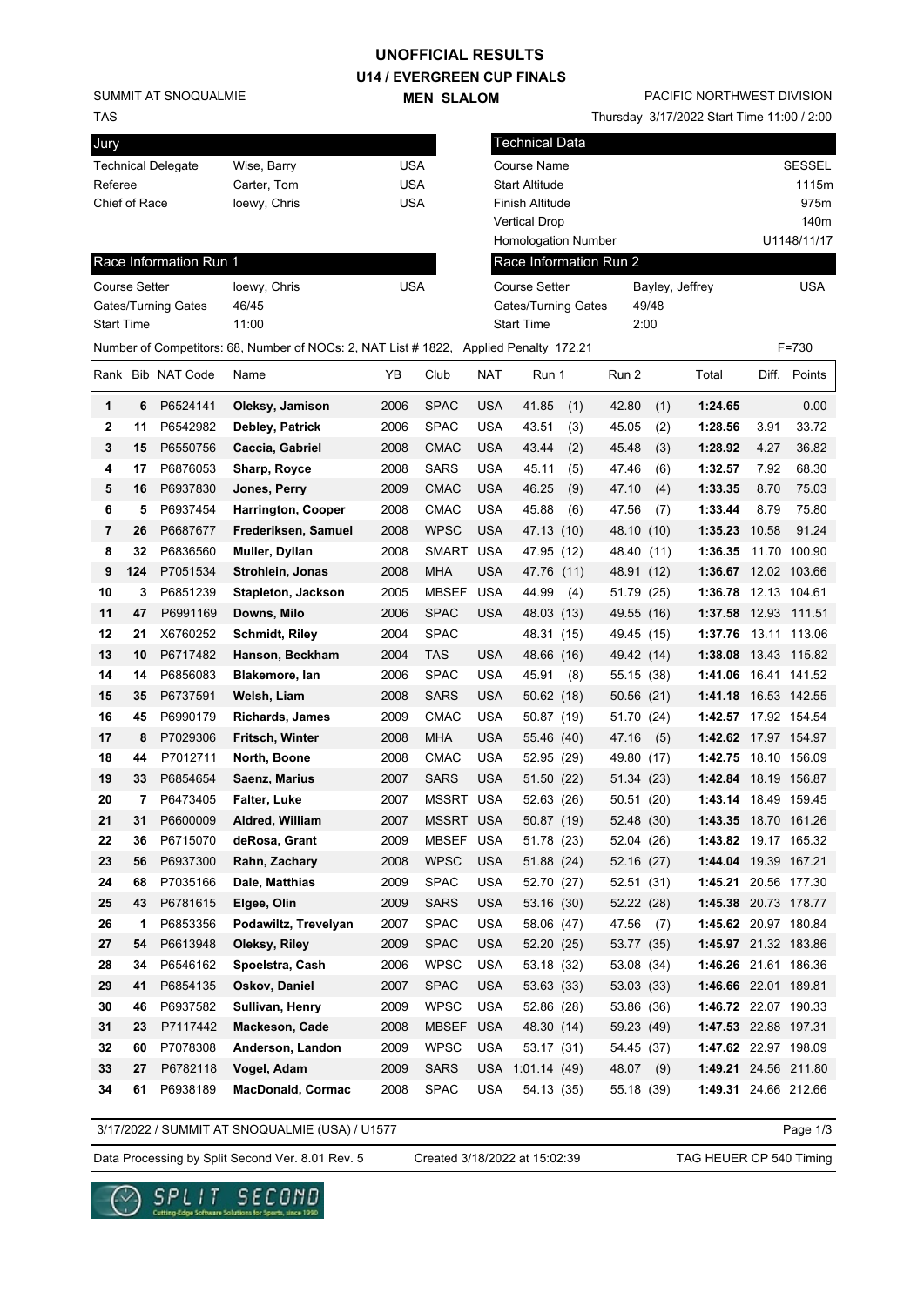# UNOFFICIAL RESULTS

## U14 / EVERGREEN CUP FINALS

### MEN SLALOM

SUMMIT AT SNOQUALMIE
TAS

PACIFIC NORTHWEST DIVISION
Thursday 3/17/2022 Start Time 11:00 / 2:00

| Jury | | |
|---|---|---|
| Technical Delegate | Wise, Barry | USA |
| Referee | Carter, Tom | USA |
| Chief of Race | loewy, Chris | USA |

| Technical Data | |
|---|---|
| Course Name | SESSEL |
| Start Altitude | 1115m |
| Finish Altitude | 975m |
| Vertical Drop | 140m |
| Homologation Number | U1148/11/17 |

| Race Information Run 1 | | |
|---|---|---|
| Course Setter | loewy, Chris | USA |
| Gates/Turning Gates | 46/45 | |
| Start Time | 11:00 | |

| Race Information Run 2 | | |
|---|---|---|
| Course Setter | Bayley, Jeffrey | USA |
| Gates/Turning Gates | 49/48 | |
| Start Time | 2:00 | |

Number of Competitors: 68, Number of NOCs: 2, NAT List # 1822, Applied Penalty 172.21 F=730

| Rank | Bib | NAT Code | Name | YB | Club | NAT | Run 1 | Run 2 | Total | Diff. | Points |
|---|---|---|---|---|---|---|---|---|---|---|---|
| 1 | 6 | P6524141 | **Oleksy, Jamison** | 2006 | SPAC | USA | 41.85 (1) | 42.80 (1) | **1:24.65** | | 0.00 |
| 2 | 11 | P6542982 | **Debley, Patrick** | 2006 | SPAC | USA | 43.51 (3) | 45.05 (2) | **1:28.56** | 3.91 | 33.72 |
| 3 | 15 | P6550756 | **Caccia, Gabriel** | 2008 | CMAC | USA | 43.44 (2) | 45.48 (3) | **1:28.92** | 4.27 | 36.82 |
| 4 | 17 | P6876053 | **Sharp, Royce** | 2008 | SARS | USA | 45.11 (5) | 47.46 (6) | **1:32.57** | 7.92 | 68.30 |
| 5 | 16 | P6937830 | **Jones, Perry** | 2009 | CMAC | USA | 46.25 (9) | 47.10 (4) | **1:33.35** | 8.70 | 75.03 |
| 6 | 5 | P6937454 | **Harrington, Cooper** | 2008 | CMAC | USA | 45.88 (6) | 47.56 (7) | **1:33.44** | 8.79 | 75.80 |
| 7 | 26 | P6687677 | **Frederiksen, Samuel** | 2008 | WPSC | USA | 47.13 (10) | 48.10 (10) | **1:35.23** | 10.58 | 91.24 |
| 8 | 32 | P6836560 | **Muller, Dyllan** | 2008 | SMART | USA | 47.95 (12) | 48.40 (11) | **1:36.35** | 11.70 | 100.90 |
| 9 | 124 | P7051534 | **Strohlein, Jonas** | 2008 | MHA | USA | 47.76 (11) | 48.91 (12) | **1:36.67** | 12.02 | 103.66 |
| 10 | 3 | P6851239 | **Stapleton, Jackson** | 2005 | MBSEF | USA | 44.99 (4) | 51.79 (25) | **1:36.78** | 12.13 | 104.61 |
| 11 | 47 | P6991169 | **Downs, Milo** | 2006 | SPAC | USA | 48.03 (13) | 49.55 (16) | **1:37.58** | 12.93 | 111.51 |
| 12 | 21 | X6760252 | **Schmidt, Riley** | 2004 | SPAC | | 48.31 (15) | 49.45 (15) | **1:37.76** | 13.11 | 113.06 |
| 13 | 10 | P6717482 | **Hanson, Beckham** | 2004 | TAS | USA | 48.66 (16) | 49.42 (14) | **1:38.08** | 13.43 | 115.82 |
| 14 | 14 | P6856083 | **Blakemore, Ian** | 2006 | SPAC | USA | 45.91 (8) | 55.15 (38) | **1:41.06** | 16.41 | 141.52 |
| 15 | 35 | P6737591 | **Welsh, Liam** | 2008 | SARS | USA | 50.62 (18) | 50.56 (21) | **1:41.18** | 16.53 | 142.55 |
| 16 | 45 | P6990179 | **Richards, James** | 2009 | CMAC | USA | 50.87 (19) | 51.70 (24) | **1:42.57** | 17.92 | 154.54 |
| 17 | 8 | P7029306 | **Fritsch, Winter** | 2008 | MHA | USA | 55.46 (40) | 47.16 (5) | **1:42.62** | 17.97 | 154.97 |
| 18 | 44 | P7012711 | **North, Boone** | 2008 | CMAC | USA | 52.95 (29) | 49.80 (17) | **1:42.75** | 18.10 | 156.09 |
| 19 | 33 | P6854654 | **Saenz, Marius** | 2007 | SARS | USA | 51.50 (22) | 51.34 (23) | **1:42.84** | 18.19 | 156.87 |
| 20 | 7 | P6473405 | **Falter, Luke** | 2007 | MSSRT | USA | 52.63 (26) | 50.51 (20) | **1:43.14** | 18.49 | 159.45 |
| 21 | 31 | P6600009 | **Aldred, William** | 2007 | MSSRT | USA | 50.87 (19) | 52.48 (30) | **1:43.35** | 18.70 | 161.26 |
| 22 | 36 | P6715070 | **deRosa, Grant** | 2009 | MBSEF | USA | 51.78 (23) | 52.04 (26) | **1:43.82** | 19.17 | 165.32 |
| 23 | 56 | P6937300 | **Rahn, Zachary** | 2008 | WPSC | USA | 51.88 (24) | 52.16 (27) | **1:44.04** | 19.39 | 167.21 |
| 24 | 68 | P7035166 | **Dale, Matthias** | 2009 | SPAC | USA | 52.70 (27) | 52.51 (31) | **1:45.21** | 20.56 | 177.30 |
| 25 | 43 | P6781615 | **Elgee, Olin** | 2009 | SARS | USA | 53.16 (30) | 52.22 (28) | **1:45.38** | 20.73 | 178.77 |
| 26 | 1 | P6853356 | **Podawiltz, Trevelyan** | 2007 | SPAC | USA | 58.06 (47) | 47.56 (7) | **1:45.62** | 20.97 | 180.84 |
| 27 | 54 | P6613948 | **Oleksy, Riley** | 2009 | SPAC | USA | 52.20 (25) | 53.77 (35) | **1:45.97** | 21.32 | 183.86 |
| 28 | 34 | P6546162 | **Spoelstra, Cash** | 2006 | WPSC | USA | 53.18 (32) | 53.08 (34) | **1:46.26** | 21.61 | 186.36 |
| 29 | 41 | P6854135 | **Oskov, Daniel** | 2007 | SPAC | USA | 53.63 (33) | 53.03 (33) | **1:46.66** | 22.01 | 189.81 |
| 30 | 46 | P6937582 | **Sullivan, Henry** | 2009 | WPSC | USA | 52.86 (28) | 53.86 (36) | **1:46.72** | 22.07 | 190.33 |
| 31 | 23 | P7117442 | **Mackeson, Cade** | 2008 | MBSEF | USA | 48.30 (14) | 59.23 (49) | **1:47.53** | 22.88 | 197.31 |
| 32 | 60 | P7078308 | **Anderson, Landon** | 2009 | WPSC | USA | 53.17 (31) | 54.45 (37) | **1:47.62** | 22.97 | 198.09 |
| 33 | 27 | P6782118 | **Vogel, Adam** | 2009 | SARS | USA | 1:01.14 (49) | 48.07 (9) | **1:49.21** | 24.56 | 211.80 |
| 34 | 61 | P6938189 | **MacDonald, Cormac** | 2008 | SPAC | USA | 54.13 (35) | 55.18 (39) | **1:49.31** | 24.66 | 212.66 |

3/17/2022 / SUMMIT AT SNOQUALMIE (USA) / U1577

Data Processing by Split Second Ver. 8.01 Rev. 5 Created 3/18/2022 at 15:02:39 TAG HEUER CP 540 Timing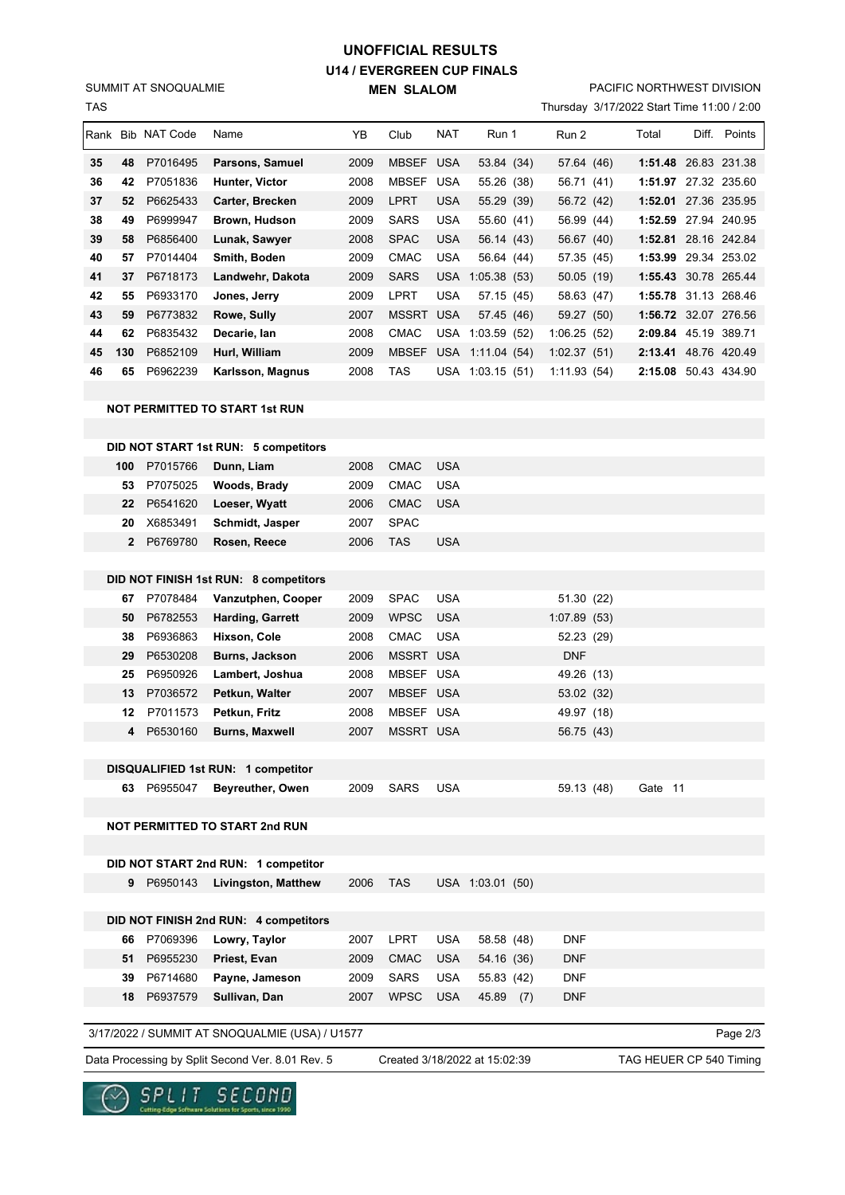# UNOFFICIAL RESULTS

## U14 / EVERGREEN CUP FINALS

### MEN SLALOM

SUMMIT AT SNOQUALMIE
TAS

PACIFIC NORTHWEST DIVISION
Thursday 3/17/2022 Start Time 11:00 / 2:00

| Rank | Bib | NAT Code | Name | YB | Club | NAT | Run 1 | Run 2 | Total | Diff. | Points |
|---|---|---|---|---|---|---|---|---|---|---|---|
| 35 | 48 | P7016495 | Parsons, Samuel | 2009 | MBSEF | USA | 53.84 (34) | 57.64 (46) | 1:51.48 | 26.83 | 231.38 |
| 36 | 42 | P7051836 | Hunter, Victor | 2008 | MBSEF | USA | 55.26 (38) | 56.71 (41) | 1:51.97 | 27.32 | 235.60 |
| 37 | 52 | P6625433 | Carter, Brecken | 2009 | LPRT | USA | 55.29 (39) | 56.72 (42) | 1:52.01 | 27.36 | 235.95 |
| 38 | 49 | P6999947 | Brown, Hudson | 2009 | SARS | USA | 55.60 (41) | 56.99 (44) | 1:52.59 | 27.94 | 240.95 |
| 39 | 58 | P6856400 | Lunak, Sawyer | 2008 | SPAC | USA | 56.14 (43) | 56.67 (40) | 1:52.81 | 28.16 | 242.84 |
| 40 | 57 | P7014404 | Smith, Boden | 2009 | CMAC | USA | 56.64 (44) | 57.35 (45) | 1:53.99 | 29.34 | 253.02 |
| 41 | 37 | P6718173 | Landwehr, Dakota | 2009 | SARS | USA | 1:05.38 (53) | 50.05 (19) | 1:55.43 | 30.78 | 265.44 |
| 42 | 55 | P6933170 | Jones, Jerry | 2009 | LPRT | USA | 57.15 (45) | 58.63 (47) | 1:55.78 | 31.13 | 268.46 |
| 43 | 59 | P6773832 | Rowe, Sully | 2007 | MSSRT | USA | 57.45 (46) | 59.27 (50) | 1:56.72 | 32.07 | 276.56 |
| 44 | 62 | P6835432 | Decarie, Ian | 2008 | CMAC | USA | 1:03.59 (52) | 1:06.25 (52) | 2:09.84 | 45.19 | 389.71 |
| 45 | 130 | P6852109 | Hurl, William | 2009 | MBSEF | USA | 1:11.04 (54) | 1:02.37 (51) | 2:13.41 | 48.76 | 420.49 |
| 46 | 65 | P6962239 | Karlsson, Magnus | 2008 | TAS | USA | 1:03.15 (51) | 1:11.93 (54) | 2:15.08 | 50.43 | 434.90 |

**NOT PERMITTED TO START 1st RUN**

**DID NOT START 1st RUN: 5 competitors**

| Bib | NAT Code | Name | YB | Club | NAT |
|---|---|---|---|---|---|
| 100 | P7015766 | Dunn, Liam | 2008 | CMAC | USA |
| 53 | P7075025 | Woods, Brady | 2009 | CMAC | USA |
| 22 | P6541620 | Loeser, Wyatt | 2006 | CMAC | USA |
| 20 | X6853491 | Schmidt, Jasper | 2007 | SPAC | |
| 2 | P6769780 | Rosen, Reece | 2006 | TAS | USA |

**DID NOT FINISH 1st RUN: 8 competitors**

| Bib | NAT Code | Name | YB | Club | NAT | Run 2 |
|---|---|---|---|---|---|---|
| 67 | P7078484 | Vanzutphen, Cooper | 2009 | SPAC | USA | 51.30 (22) |
| 50 | P6782553 | Harding, Garrett | 2009 | WPSC | USA | 1:07.89 (53) |
| 38 | P6936863 | Hixson, Cole | 2008 | CMAC | USA | 52.23 (29) |
| 29 | P6530208 | Burns, Jackson | 2006 | MSSRT | USA | DNF |
| 25 | P6950926 | Lambert, Joshua | 2008 | MBSEF | USA | 49.26 (13) |
| 13 | P7036572 | Petkun, Walter | 2007 | MBSEF | USA | 53.02 (32) |
| 12 | P7011573 | Petkun, Fritz | 2008 | MBSEF | USA | 49.97 (18) |
| 4 | P6530160 | Burns, Maxwell | 2007 | MSSRT | USA | 56.75 (43) |

**DISQUALIFIED 1st RUN: 1 competitor**

| Bib | NAT Code | Name | YB | Club | NAT | Run 2 | |
|---|---|---|---|---|---|---|---|
| 63 | P6955047 | Beyreuther, Owen | 2009 | SARS | USA | 59.13 (48) | Gate 11 |

**NOT PERMITTED TO START 2nd RUN**

**DID NOT START 2nd RUN: 1 competitor**

| Bib | NAT Code | Name | YB | Club | NAT | Run 1 |
|---|---|---|---|---|---|---|
| 9 | P6950143 | Livingston, Matthew | 2006 | TAS | USA | 1:03.01 (50) |

**DID NOT FINISH 2nd RUN: 4 competitors**

| Bib | NAT Code | Name | YB | Club | NAT | Run 1 | Run 2 |
|---|---|---|---|---|---|---|---|
| 66 | P7069396 | Lowry, Taylor | 2007 | LPRT | USA | 58.58 (48) | DNF |
| 51 | P6955230 | Priest, Evan | 2009 | CMAC | USA | 54.16 (36) | DNF |
| 39 | P6714680 | Payne, Jameson | 2009 | SARS | USA | 55.83 (42) | DNF |
| 18 | P6937579 | Sullivan, Dan | 2007 | WPSC | USA | 45.89 (7) | DNF |

3/17/2022 / SUMMIT AT SNOQUALMIE (USA) / U1577

Data Processing by Split Second Ver. 8.01 Rev. 5 — Created 3/18/2022 at 15:02:39 — TAG HEUER CP 540 Timing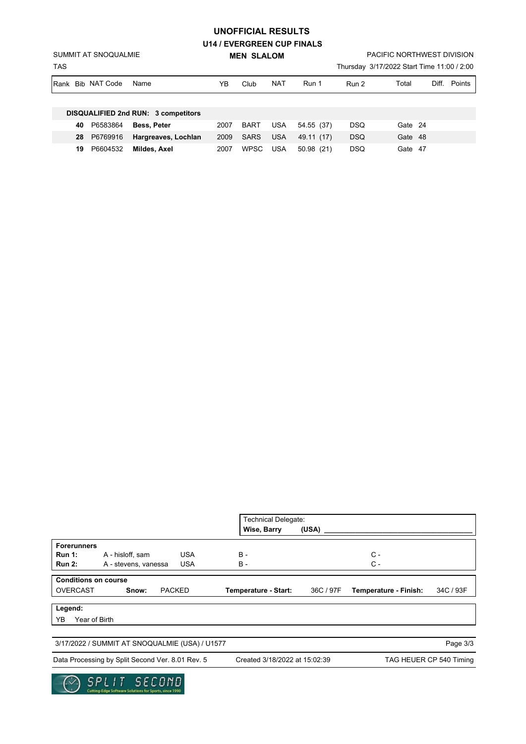# UNOFFICIAL RESULTS

## U14 / EVERGREEN CUP FINALS

## MEN SLALOM

SUMMIT AT SNOQUALMIE | PACIFIC NORTHWEST DIVISION

TAS | Thursday 3/17/2022 Start Time 11:00 / 2:00

| Rank | Bib | NAT Code | Name | YB | Club | NAT | Run 1 | Run 2 | Total | Diff. | Points |
|---|---|---|---|---|---|---|---|---|---|---|---|
| | **DISQUALIFIED 2nd RUN: 3 competitors** | | | | | | | | | | |
| | **40** | P6583864 | **Bess, Peter** | 2007 | BART | USA | 54.55 (37) | DSQ | Gate 24 | | |
| | **28** | P6769916 | **Hargreaves, Lochlan** | 2009 | SARS | USA | 49.11 (17) | DSQ | Gate 48 | | |
| | **19** | P6604532 | **Mildes, Axel** | 2007 | WPSC | USA | 50.98 (21) | DSQ | Gate 47 | | |

Technical Delegate:
**Wise, Barry** **(USA)** ____________________

| **Forerunners** | | | | |
|---|---|---|---|---|
| **Run 1:** | A - hisloff, sam | USA | B - | C - |
| **Run 2:** | A - stevens, vanessa | USA | B - | C - |

**Conditions on course**

OVERCAST **Snow:** PACKED **Temperature - Start:** 36C / 97F **Temperature - Finish:** 34C / 93F

**Legend:**
YB Year of Birth

3/17/2022 / SUMMIT AT SNOQUALMIE (USA) / U1577

Data Processing by Split Second Ver. 8.01 Rev. 5 | Created 3/18/2022 at 15:02:39 | TAG HEUER CP 540 Timing

SPLIT SECOND
Cutting-Edge Software Solutions for Sports, since 1990